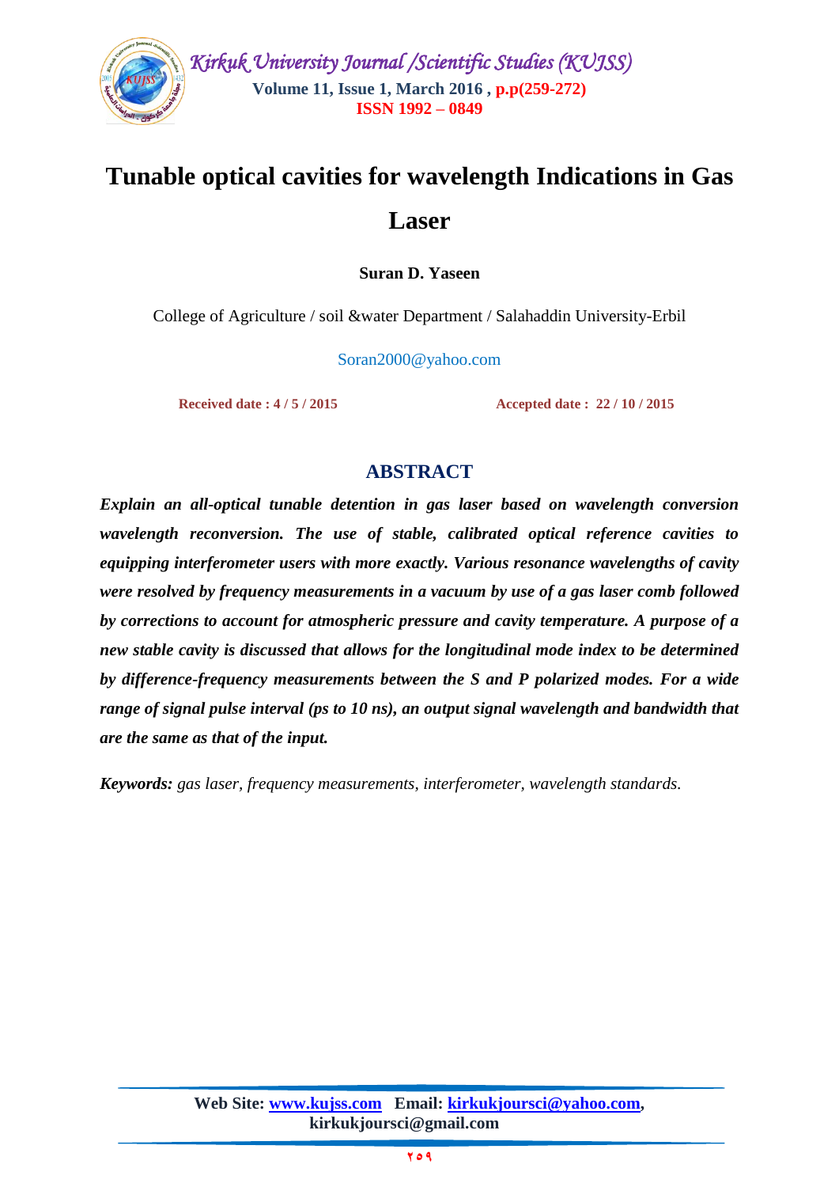# Tunable optical cavities for wavelength Indications in Gas Laser

**Suran D. Yaseen**

College of Agriculture / soil &water Department / Salahaddin University-Erbil

Soran2000@yahoo.com

**Received date : 4 / 5 / 2015** **Accepted date : 22 / 10 / 2015**

## ABSTRACT

***Explain an all-optical tunable detention in gas laser based on wavelength conversion wavelength reconversion. The use of stable, calibrated optical reference cavities to equipping interferometer users with more exactly. Various resonance wavelengths of cavity were resolved by frequency measurements in a vacuum by use of a gas laser comb followed by corrections to account for atmospheric pressure and cavity temperature. A purpose of a new stable cavity is discussed that allows for the longitudinal mode index to be determined by difference-frequency measurements between the S and P polarized modes. For a wide range of signal pulse interval (ps to 10 ns), an output signal wavelength and bandwidth that are the same as that of the input.***

***Keywords:*** *gas laser, frequency measurements, interferometer, wavelength standards.*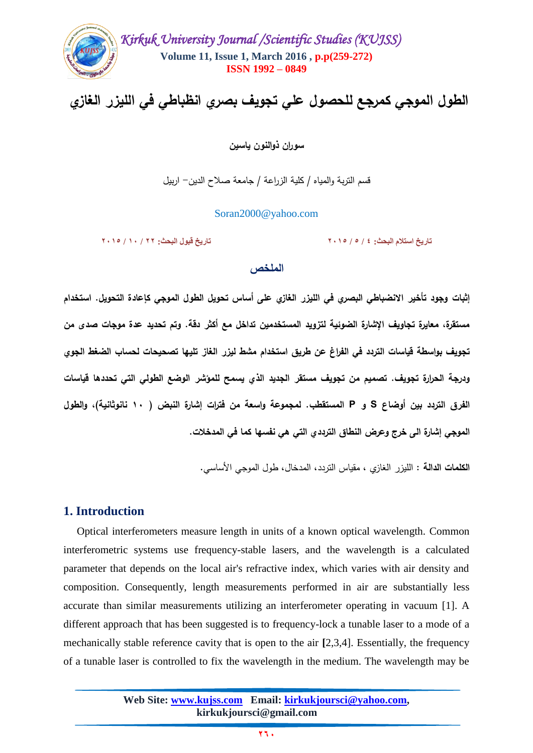# الطول الموجي كمرجع للحصول علي تجويف بصري انظباطي في الليزر الغازي

**سوران ذوالنون ياسين**

قسم التربة والمياه / كلية الزراعة / جامعة صلاح الدين– اربيل

Soran2000@yahoo.com

**تاريخ استلام البحث: ٤ / ٥ / ٢٠١٥** **تاريخ قبول البحث: ٢٢ / ١٠ / ٢٠١٥**

## الملخص

**إثبات وجود تأخير الانضباطي البصري في الليزر الغازي على أساس تحويل الطول الموجي كإعادة التحويل. استخدام مستقرة، معايرة تجاويف الإشارة الضوئية لتزويد المستخدمين تداخل مع أكثر دقة. وتم تحديد عدة موجات صدى من تجويف بواسطة قياسات التردد في الفراغ عن طريق استخدام مشط ليزر الغاز تليها تصحيحات لحساب الضغط الجوي ودرجة الحرارة تجويف. تصميم من تجويف مستقر الجديد الذي يسمح للمؤشر الوضع الطولي التي تحددها قياسات الفرق التردد بين أوضاع S و P المستقطب. لمجموعة واسعة من فترات إشارة النبض ( ١٠ نانوثانية)، والطول الموجي إشارة الى خرج وعرض النطاق الترددي التي هي نفسها كما في المدخلات.**

**الكلمات الدالة :** الليزر الغازي ، مقياس التردد، المدخال، طول الموجي الأساسي.

## 1. Introduction

Optical interferometers measure length in units of a known optical wavelength. Common interferometric systems use frequency-stable lasers, and the wavelength is a calculated parameter that depends on the local air's refractive index, which varies with air density and composition. Consequently, length measurements performed in air are substantially less accurate than similar measurements utilizing an interferometer operating in vacuum [1]. A different approach that has been suggested is to frequency-lock a tunable laser to a mode of a mechanically stable reference cavity that is open to the air [2,3,4]. Essentially, the frequency of a tunable laser is controlled to fix the wavelength in the medium. The wavelength may be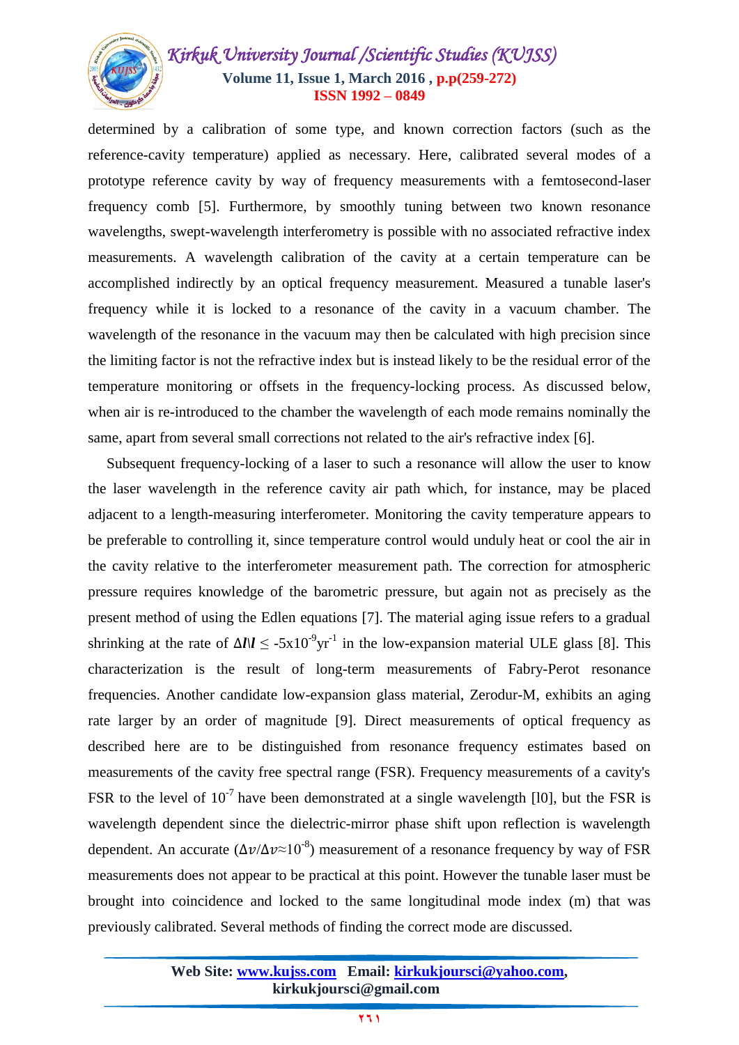determined by a calibration of some type, and known correction factors (such as the reference-cavity temperature) applied as necessary. Here, calibrated several modes of a prototype reference cavity by way of frequency measurements with a femtosecond-laser frequency comb [5]. Furthermore, by smoothly tuning between two known resonance wavelengths, swept-wavelength interferometry is possible with no associated refractive index measurements. A wavelength calibration of the cavity at a certain temperature can be accomplished indirectly by an optical frequency measurement. Measured a tunable laser's frequency while it is locked to a resonance of the cavity in a vacuum chamber. The wavelength of the resonance in the vacuum may then be calculated with high precision since the limiting factor is not the refractive index but is instead likely to be the residual error of the temperature monitoring or offsets in the frequency-locking process. As discussed below, when air is re-introduced to the chamber the wavelength of each mode remains nominally the same, apart from several small corrections not related to the air's refractive index [6].

Subsequent frequency-locking of a laser to such a resonance will allow the user to know the laser wavelength in the reference cavity air path which, for instance, may be placed adjacent to a length-measuring interferometer. Monitoring the cavity temperature appears to be preferable to controlling it, since temperature control would unduly heat or cool the air in the cavity relative to the interferometer measurement path. The correction for atmospheric pressure requires knowledge of the barometric pressure, but again not as precisely as the present method of using the Edlen equations [7]. The material aging issue refers to a gradual shrinking at the rate of $\Delta l/l \leq -5\text{x}10^{-9}\text{yr}^{-1}$ in the low-expansion material ULE glass [8]. This characterization is the result of long-term measurements of Fabry-Perot resonance frequencies. Another candidate low-expansion glass material, Zerodur-M, exhibits an aging rate larger by an order of magnitude [9]. Direct measurements of optical frequency as described here are to be distinguished from resonance frequency estimates based on measurements of the cavity free spectral range (FSR). Frequency measurements of a cavity's FSR to the level of $10^{-7}$ have been demonstrated at a single wavelength [l0], but the FSR is wavelength dependent since the dielectric-mirror phase shift upon reflection is wavelength dependent. An accurate ($\Delta v/\Delta v \approx 10^{-8}$) measurement of a resonance frequency by way of FSR measurements does not appear to be practical at this point. However the tunable laser must be brought into coincidence and locked to the same longitudinal mode index (m) that was previously calibrated. Several methods of finding the correct mode are discussed.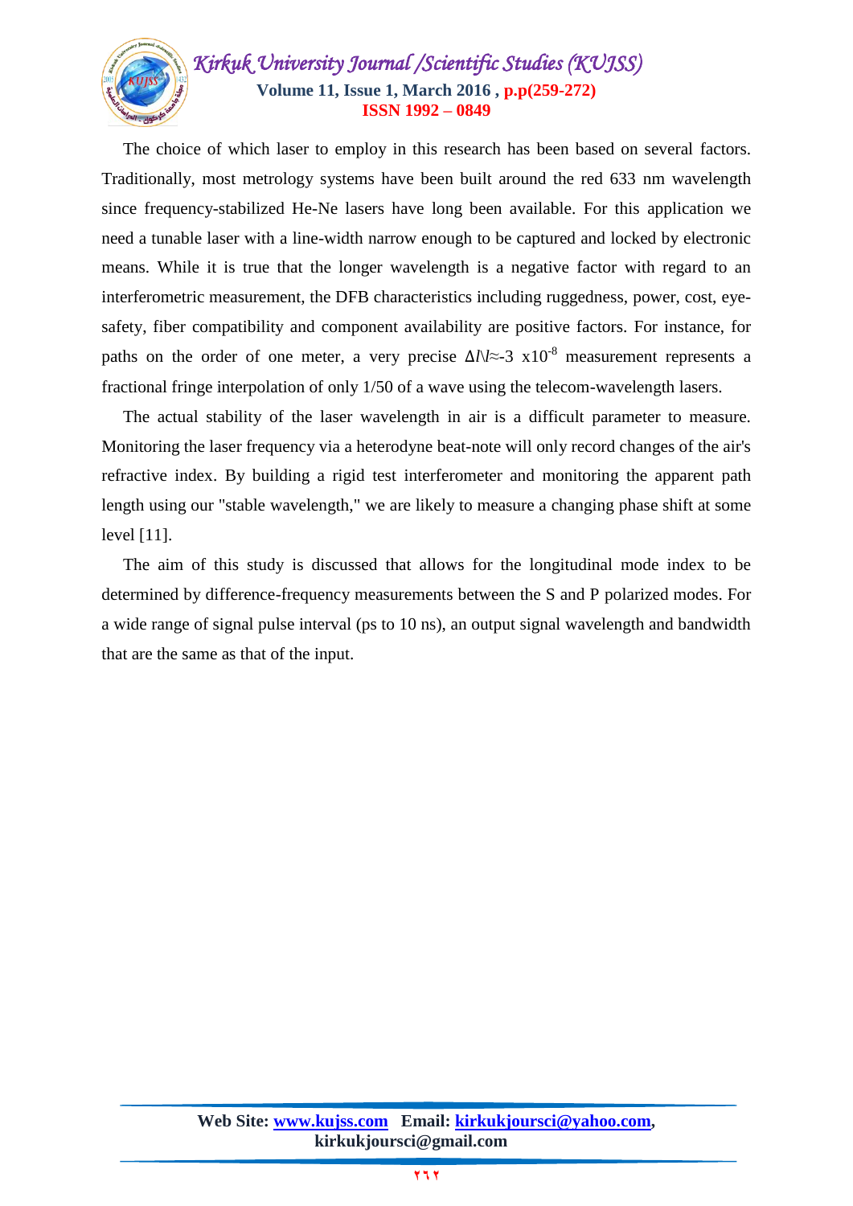The choice of which laser to employ in this research has been based on several factors. Traditionally, most metrology systems have been built around the red 633 nm wavelength since frequency-stabilized He-Ne lasers have long been available. For this application we need a tunable laser with a line-width narrow enough to be captured and locked by electronic means. While it is true that the longer wavelength is a negative factor with regard to an interferometric measurement, the DFB characteristics including ruggedness, power, cost, eye-safety, fiber compatibility and component availability are positive factors. For instance, for paths on the order of one meter, a very precise $\Delta l \backslash l \approx -3 \times 10^{-8}$ measurement represents a fractional fringe interpolation of only 1/50 of a wave using the telecom-wavelength lasers.

The actual stability of the laser wavelength in air is a difficult parameter to measure. Monitoring the laser frequency via a heterodyne beat-note will only record changes of the air's refractive index. By building a rigid test interferometer and monitoring the apparent path length using our "stable wavelength," we are likely to measure a changing phase shift at some level [11].

The aim of this study is discussed that allows for the longitudinal mode index to be determined by difference-frequency measurements between the S and P polarized modes. For a wide range of signal pulse interval (ps to 10 ns), an output signal wavelength and bandwidth that are the same as that of the input.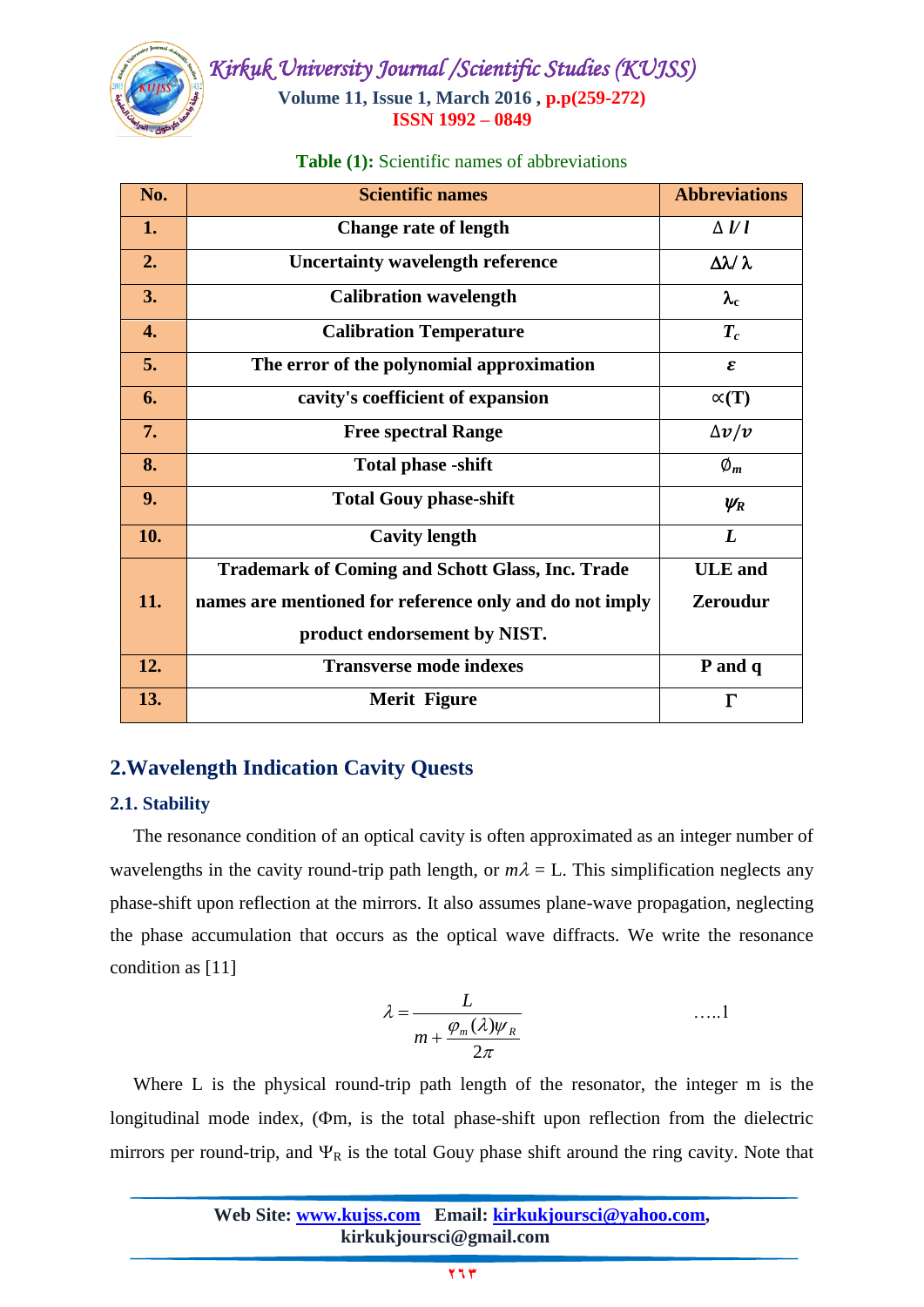**Table (1):** Scientific names of abbreviations

| No. | Scientific names | Abbreviations |
|---|---|---|
| 1. | Change rate of length | $\Delta l/l$ |
| 2. | Uncertainty wavelength reference | $\Delta\lambda/\lambda$ |
| 3. | Calibration wavelength | $\lambda_c$ |
| 4. | Calibration Temperature | $T_c$ |
| 5. | The error of the polynomial approximation | $\varepsilon$ |
| 6. | cavity's coefficient of expansion | $\propto(T)$ |
| 7. | Free spectral Range | $\Delta v/v$ |
| 8. | Total phase -shift | $\emptyset_m$ |
| 9. | Total Gouy phase-shift | $\psi_R$ |
| 10. | Cavity length | $L$ |
| 11. | Trademark of Coming and Schott Glass, Inc. Trade names are mentioned for reference only and do not imply product endorsement by NIST. | ULE and Zeroudur |
| 12. | Transverse mode indexes | P and q |
| 13. | Merit Figure | $\Gamma$ |

## 2.Wavelength Indication Cavity Quests

### 2.1. Stability

The resonance condition of an optical cavity is often approximated as an integer number of wavelengths in the cavity round-trip path length, or $m\lambda$ = L. This simplification neglects any phase-shift upon reflection at the mirrors. It also assumes plane-wave propagation, neglecting the phase accumulation that occurs as the optical wave diffracts. We write the resonance condition as [11]

$$\lambda = \frac{L}{m + \frac{\varphi_m(\lambda)\psi_R}{2\pi}} \qquad \text{.....1}$$

Where L is the physical round-trip path length of the resonator, the integer m is the longitudinal mode index, ($\Phi$m, is the total phase-shift upon reflection from the dielectric mirrors per round-trip, and $\Psi_R$ is the total Gouy phase shift around the ring cavity. Note that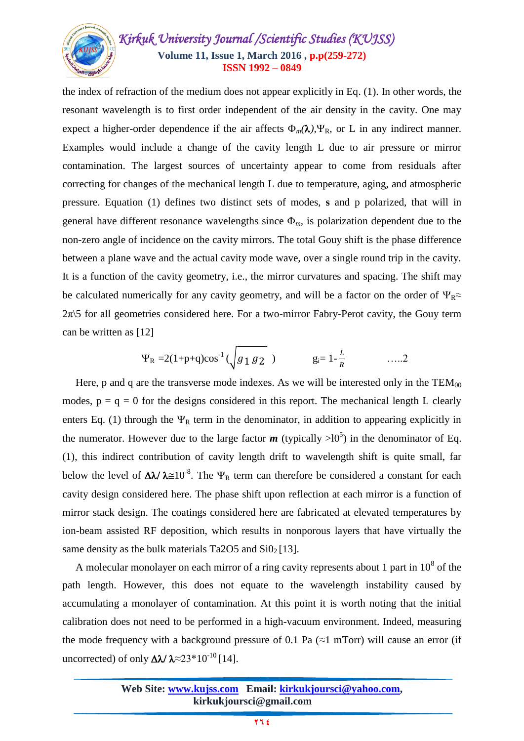the index of refraction of the medium does not appear explicitly in Eq. (1). In other words, the resonant wavelength is to first order independent of the air density in the cavity. One may expect a higher-order dependence if the air affects $\Phi_m(\lambda)$, $\Psi_R$, or L in any indirect manner. Examples would include a change of the cavity length L due to air pressure or mirror contamination. The largest sources of uncertainty appear to come from residuals after correcting for changes of the mechanical length L due to temperature, aging, and atmospheric pressure. Equation (1) defines two distinct sets of modes, **s** and p polarized, that will in general have different resonance wavelengths since $\Phi_m$, is polarization dependent due to the non-zero angle of incidence on the cavity mirrors. The total Gouy shift is the phase difference between a plane wave and the actual cavity mode wave, over a single round trip in the cavity. It is a function of the cavity geometry, i.e., the mirror curvatures and spacing. The shift may be calculated numerically for any cavity geometry, and will be a factor on the order of $\Psi_R \approx 2\pi\backslash 5$ for all geometries considered here. For a two-mirror Fabry-Perot cavity, the Gouy term can be written as [12]

$$\Psi_R = 2(1+p+q)\cos^{-1}\left(\sqrt{g_1 g_2}\right) \qquad g_i = 1 - \frac{L}{R} \qquad \ldots..2$$

Here, p and q are the transverse mode indexes. As we will be interested only in the $TEM_{00}$ modes, p = q = 0 for the designs considered in this report. The mechanical length L clearly enters Eq. (1) through the $\Psi_R$ term in the denominator, in addition to appearing explicitly in the numerator. However due to the large factor ***m*** (typically $>10^5$) in the denominator of Eq. (1), this indirect contribution of cavity length drift to wavelength shift is quite small, far below the level of $\Delta\lambda/\lambda \cong 10^{-8}$. The $\Psi_R$ term can therefore be considered a constant for each cavity design considered here. The phase shift upon reflection at each mirror is a function of mirror stack design. The coatings considered here are fabricated at elevated temperatures by ion-beam assisted RF deposition, which results in nonporous layers that have virtually the same density as the bulk materials Ta2O5 and $Si0_2$ [13].

A molecular monolayer on each mirror of a ring cavity represents about 1 part in $10^8$ of the path length. However, this does not equate to the wavelength instability caused by accumulating a monolayer of contamination. At this point it is worth noting that the initial calibration does not need to be performed in a high-vacuum environment. Indeed, measuring the mode frequency with a background pressure of 0.1 Pa ($\approx$1 mTorr) will cause an error (if uncorrected) of only $\Delta\lambda/\lambda \approx 23 * 10^{-10}$ [14].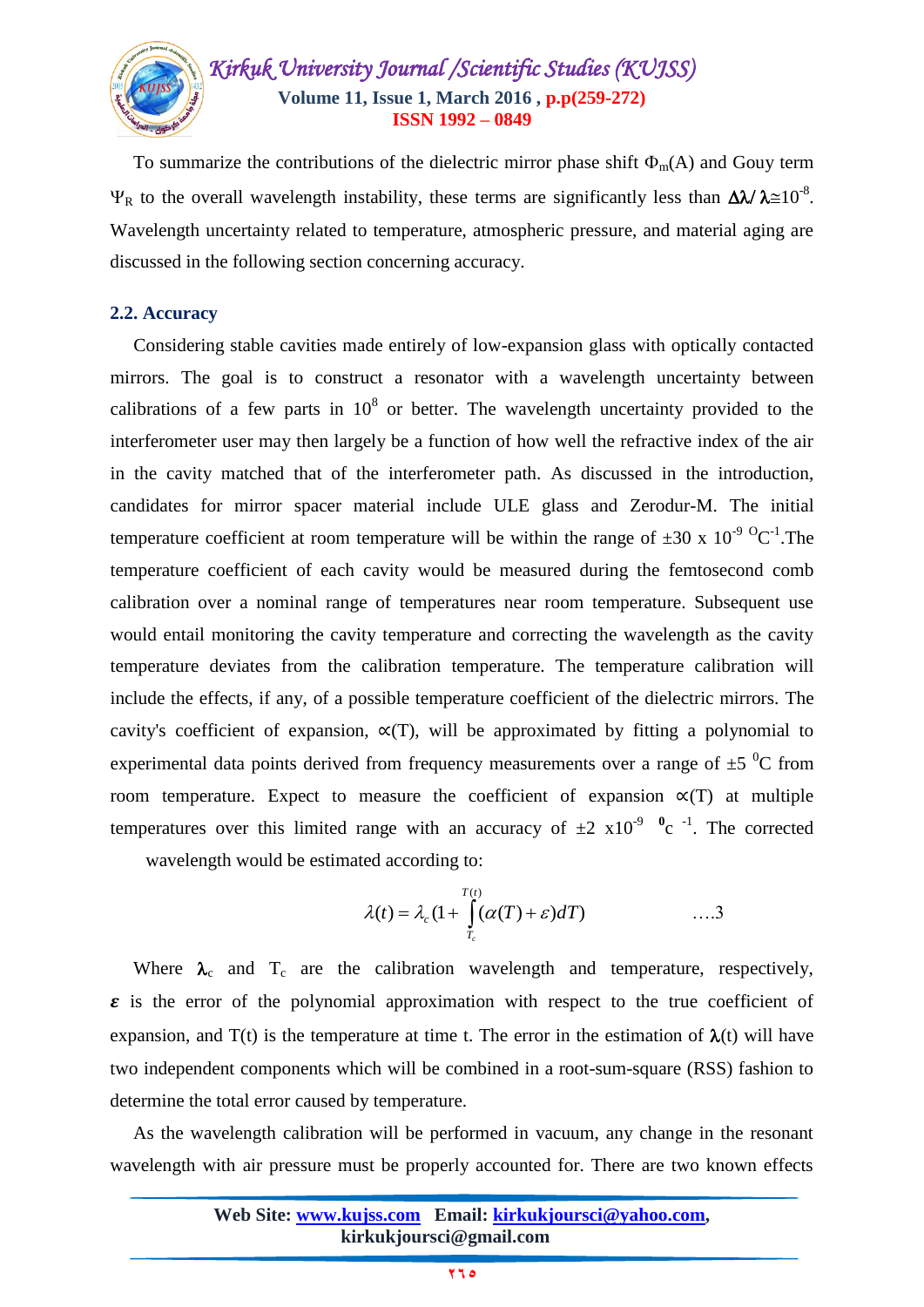To summarize the contributions of the dielectric mirror phase shift $\Phi_m(A)$ and Gouy term $\Psi_R$ to the overall wavelength instability, these terms are significantly less than $\Delta\lambda/\lambda \cong 10^{-8}$. Wavelength uncertainty related to temperature, atmospheric pressure, and material aging are discussed in the following section concerning accuracy.

## 2.2. Accuracy

Considering stable cavities made entirely of low-expansion glass with optically contacted mirrors. The goal is to construct a resonator with a wavelength uncertainty between calibrations of a few parts in $10^8$ or better. The wavelength uncertainty provided to the interferometer user may then largely be a function of how well the refractive index of the air in the cavity matched that of the interferometer path. As discussed in the introduction, candidates for mirror spacer material include ULE glass and Zerodur-M. The initial temperature coefficient at room temperature will be within the range of $\pm 30 \times 10^{-9}\ {}^{0}\text{C}^{-1}$.The temperature coefficient of each cavity would be measured during the femtosecond comb calibration over a nominal range of temperatures near room temperature. Subsequent use would entail monitoring the cavity temperature and correcting the wavelength as the cavity temperature deviates from the calibration temperature. The temperature calibration will include the effects, if any, of a possible temperature coefficient of the dielectric mirrors. The cavity's coefficient of expansion, $\propto(T)$, will be approximated by fitting a polynomial to experimental data points derived from frequency measurements over a range of $\pm 5\ {}^{0}\text{C}$ from room temperature. Expect to measure the coefficient of expansion $\propto(T)$ at multiple temperatures over this limited range with an accuracy of $\pm 2 \times 10^{-9}\ {}^{0}\text{c}^{-1}$. The corrected wavelength would be estimated according to:

$$\lambda(t) = \lambda_c (1 + \int_{T_c}^{T(t)} (\alpha(T) + \varepsilon) dT) \qquad \text{....3}$$

Where $\lambda_c$ and $T_c$ are the calibration wavelength and temperature, respectively, $\varepsilon$ is the error of the polynomial approximation with respect to the true coefficient of expansion, and T(t) is the temperature at time t. The error in the estimation of $\lambda(t)$ will have two independent components which will be combined in a root-sum-square (RSS) fashion to determine the total error caused by temperature.

As the wavelength calibration will be performed in vacuum, any change in the resonant wavelength with air pressure must be properly accounted for. There are two known effects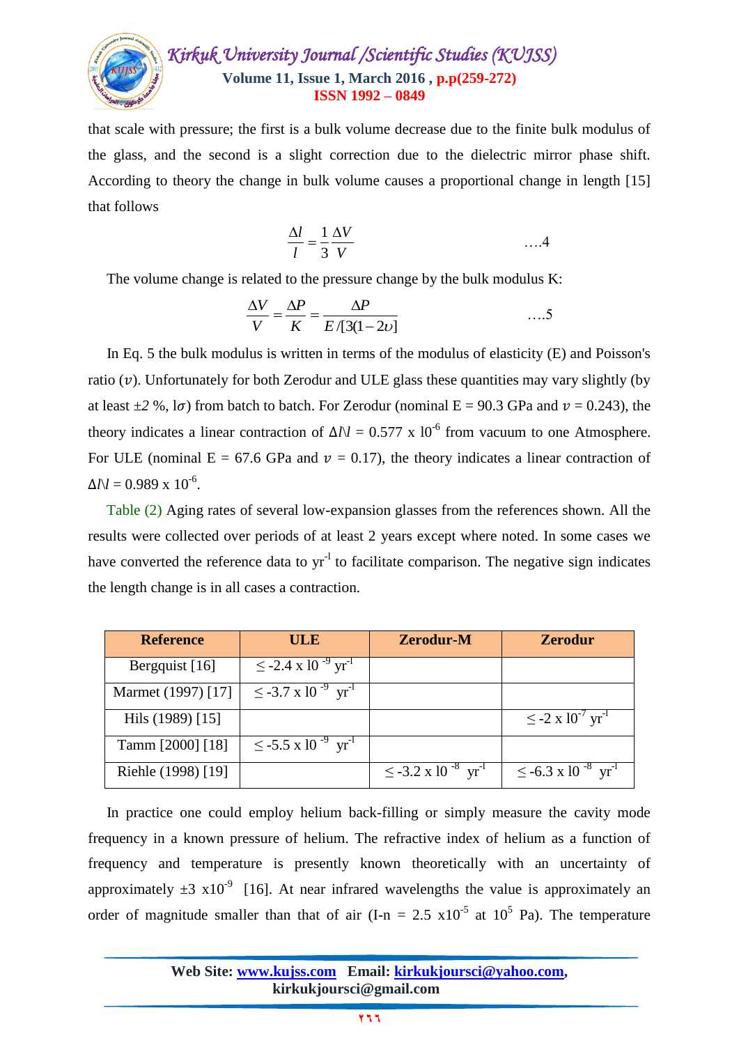that scale with pressure; the first is a bulk volume decrease due to the finite bulk modulus of the glass, and the second is a slight correction due to the dielectric mirror phase shift. According to theory the change in bulk volume causes a proportional change in length [15] that follows

$$\frac{\Delta l}{l} = \frac{1}{3}\frac{\Delta V}{V} \qquad \text{....4}$$

The volume change is related to the pressure change by the bulk modulus K:

$$\frac{\Delta V}{V} = \frac{\Delta P}{K} = \frac{\Delta P}{E/[3(1-2\upsilon]} \qquad \text{....5}$$

In Eq. 5 the bulk modulus is written in terms of the modulus of elasticity (E) and Poisson's ratio ($\upsilon$). Unfortunately for both Zerodur and ULE glass these quantities may vary slightly (by at least ±*2* %, l$\sigma$) from batch to batch. For Zerodur (nominal E = 90.3 GPa and $\upsilon$ = 0.243), the theory indicates a linear contraction of $\Delta l/l = 0.577 \times 10^{-6}$ from vacuum to one Atmosphere. For ULE (nominal E = 67.6 GPa and $\upsilon$ = 0.17), the theory indicates a linear contraction of $\Delta l/l = 0.989 \times 10^{-6}$.

Table (2) Aging rates of several low-expansion glasses from the references shown. All the results were collected over periods of at least 2 years except where noted. In some cases we have converted the reference data to $yr^{-1}$ to facilitate comparison. The negative sign indicates the length change is in all cases a contraction.

| Reference | ULE | Zerodur-M | Zerodur |
|---|---|---|---|
| Bergquist [16] | $\leq -2.4 \times 10^{-9}\ yr^{-1}$ | | |
| Marmet (1997) [17] | $\leq -3.7 \times 10^{-9}\ yr^{-1}$ | | |
| Hils (1989) [15] | | | $\leq -2 \times 10^{-7}\ yr^{-1}$ |
| Tamm [2000] [18] | $\leq -5.5 \times 10^{-9}\ yr^{-1}$ | | |
| Riehle (1998) [19] | | $\leq -3.2 \times 10^{-8}\ yr^{-1}$ | $\leq -6.3 \times 10^{-8}\ yr^{-1}$ |

In practice one could employ helium back-filling or simply measure the cavity mode frequency in a known pressure of helium. The refractive index of helium as a function of frequency and temperature is presently known theoretically with an uncertainty of approximately $\pm 3 \times 10^{-9}$ [16]. At near infrared wavelengths the value is approximately an order of magnitude smaller than that of air ($I-n = 2.5 \times 10^{-5}$ at $10^{5}$ Pa). The temperature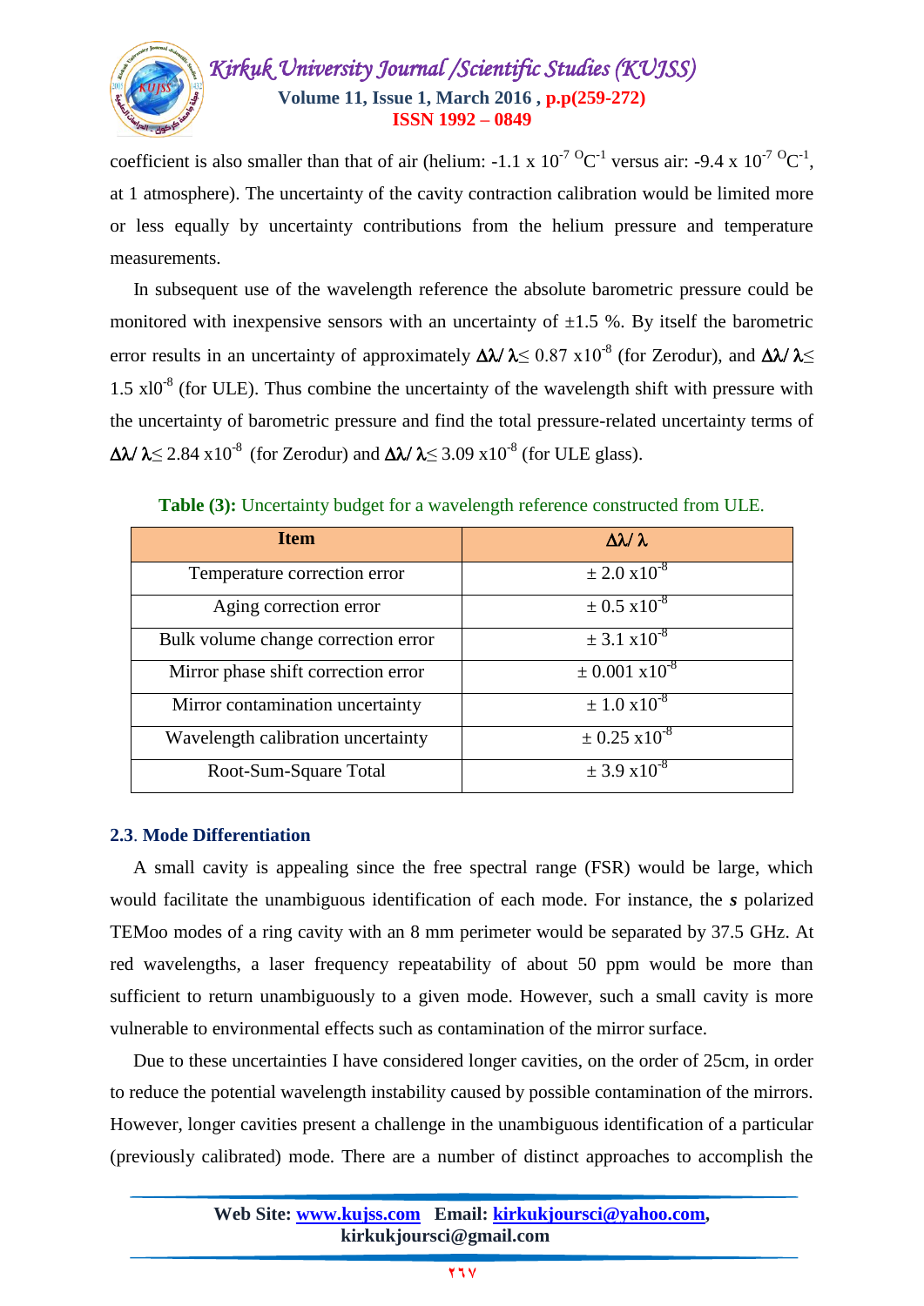coefficient is also smaller than that of air (helium: -1.1 x $10^{-7}$ $^{O}C^{-1}$ versus air: -9.4 x $10^{-7}$ $^{O}C^{-1}$, at 1 atmosphere). The uncertainty of the cavity contraction calibration would be limited more or less equally by uncertainty contributions from the helium pressure and temperature measurements.

In subsequent use of the wavelength reference the absolute barometric pressure could be monitored with inexpensive sensors with an uncertainty of ±1.5 %. By itself the barometric error results in an uncertainty of approximately $\Delta\lambda/\lambda \leq 0.87 \times 10^{-8}$ (for Zerodur), and $\Delta\lambda/\lambda \leq 1.5 \times 10^{-8}$ (for ULE). Thus combine the uncertainty of the wavelength shift with pressure with the uncertainty of barometric pressure and find the total pressure-related uncertainty terms of $\Delta\lambda/\lambda \leq 2.84 \times 10^{-8}$ (for Zerodur) and $\Delta\lambda/\lambda \leq 3.09 \times 10^{-8}$ (for ULE glass).

**Table (3):** Uncertainty budget for a wavelength reference constructed from ULE.

| Item | $\Delta\lambda/\lambda$ |
| --- | --- |
| Temperature correction error | ± 2.0 x$10^{-8}$ |
| Aging correction error | ± 0.5 x$10^{-8}$ |
| Bulk volume change correction error | ± 3.1 x$10^{-8}$ |
| Mirror phase shift correction error | ± 0.001 x$10^{-8}$ |
| Mirror contamination uncertainty | ± 1.0 x$10^{-8}$ |
| Wavelength calibration uncertainty | ± 0.25 x$10^{-8}$ |
| Root-Sum-Square Total | ± 3.9 x$10^{-8}$ |

### 2.3. Mode Differentiation

A small cavity is appealing since the free spectral range (FSR) would be large, which would facilitate the unambiguous identification of each mode. For instance, the ***s*** polarized TEMoo modes of a ring cavity with an 8 mm perimeter would be separated by 37.5 GHz. At red wavelengths, a laser frequency repeatability of about 50 ppm would be more than sufficient to return unambiguously to a given mode. However, such a small cavity is more vulnerable to environmental effects such as contamination of the mirror surface.

Due to these uncertainties I have considered longer cavities, on the order of 25cm, in order to reduce the potential wavelength instability caused by possible contamination of the mirrors. However, longer cavities present a challenge in the unambiguous identification of a particular (previously calibrated) mode. There are a number of distinct approaches to accomplish the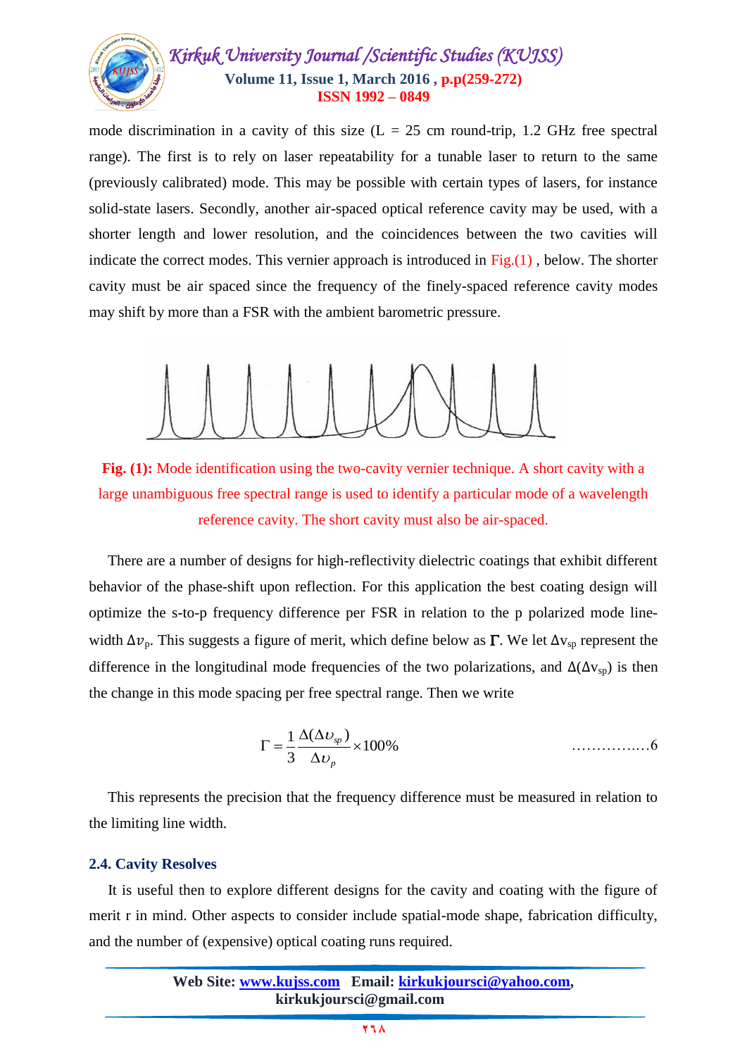mode discrimination in a cavity of this size (L = 25 cm round-trip, 1.2 GHz free spectral range). The first is to rely on laser repeatability for a tunable laser to return to the same (previously calibrated) mode. This may be possible with certain types of lasers, for instance solid-state lasers. Secondly, another air-spaced optical reference cavity may be used, with a shorter length and lower resolution, and the coincidences between the two cavities will indicate the correct modes. This vernier approach is introduced in Fig.(1) , below. The shorter cavity must be air spaced since the frequency of the finely-spaced reference cavity modes may shift by more than a FSR with the ambient barometric pressure.

**Fig. (1):** Mode identification using the two-cavity vernier technique. A short cavity with a large unambiguous free spectral range is used to identify a particular mode of a wavelength reference cavity. The short cavity must also be air-spaced.

There are a number of designs for high-reflectivity dielectric coatings that exhibit different behavior of the phase-shift upon reflection. For this application the best coating design will optimize the s-to-p frequency difference per FSR in relation to the p polarized mode line-width $\Delta\upsilon_p$. This suggests a figure of merit, which define below as $\Gamma$. We let $\Delta v_{sp}$ represent the difference in the longitudinal mode frequencies of the two polarizations, and $\Delta(\Delta v_{sp})$ is then the change in this mode spacing per free spectral range. Then we write

$$\Gamma = \frac{1}{3}\frac{\Delta(\Delta\upsilon_{sp})}{\Delta\upsilon_p} \times 100\% \qquad \ldots\ldots\ldots\ldots\ldots 6$$

This represents the precision that the frequency difference must be measured in relation to the limiting line width.

### 2.4. Cavity Resolves

It is useful then to explore different designs for the cavity and coating with the figure of merit r in mind. Other aspects to consider include spatial-mode shape, fabrication difficulty, and the number of (expensive) optical coating runs required.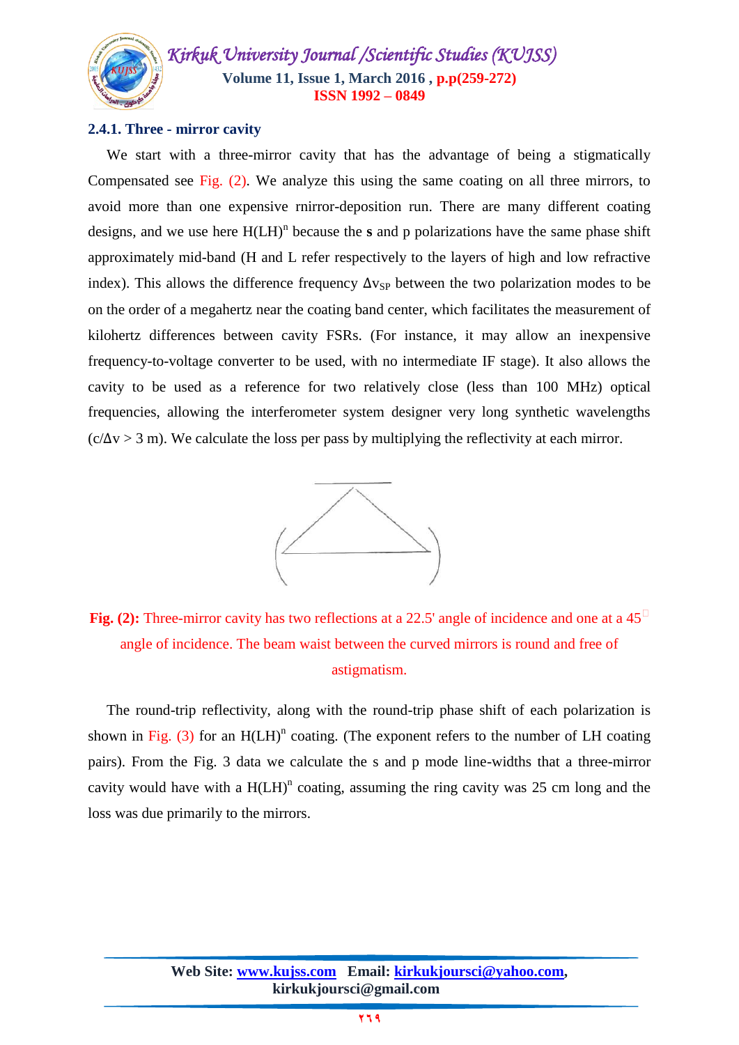### 2.4.1. Three - mirror cavity

We start with a three-mirror cavity that has the advantage of being a stigmatically Compensated see Fig. (2). We analyze this using the same coating on all three mirrors, to avoid more than one expensive rnirror-deposition run. There are many different coating designs, and we use here $H(LH)^n$ because the **s** and p polarizations have the same phase shift approximately mid-band (H and L refer respectively to the layers of high and low refractive index). This allows the difference frequency $\Delta v_{SP}$ between the two polarization modes to be on the order of a megahertz near the coating band center, which facilitates the measurement of kilohertz differences between cavity FSRs. (For instance, it may allow an inexpensive frequency-to-voltage converter to be used, with no intermediate IF stage). It also allows the cavity to be used as a reference for two relatively close (less than 100 MHz) optical frequencies, allowing the interferometer system designer very long synthetic wavelengths ($c/\Delta v > 3$ m). We calculate the loss per pass by multiplying the reflectivity at each mirror.

**Fig. (2):** Three-mirror cavity has two reflections at a 22.5' angle of incidence and one at a 45° angle of incidence. The beam waist between the curved mirrors is round and free of astigmatism.

The round-trip reflectivity, along with the round-trip phase shift of each polarization is shown in Fig. (3) for an $H(LH)^n$ coating. (The exponent refers to the number of LH coating pairs). From the Fig. 3 data we calculate the s and p mode line-widths that a three-mirror cavity would have with a $H(LH)^n$ coating, assuming the ring cavity was 25 cm long and the loss was due primarily to the mirrors.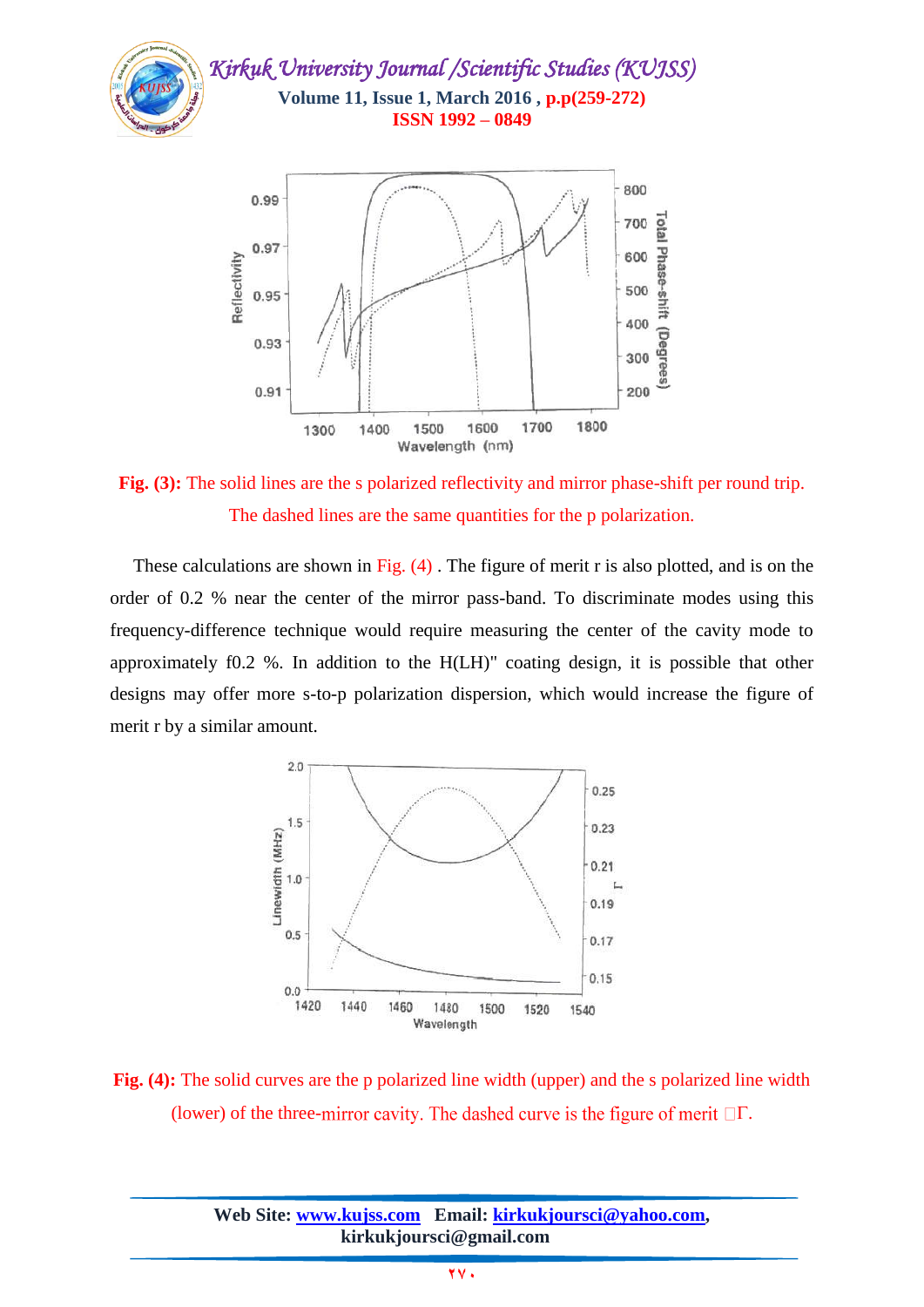**Fig. (3):** The solid lines are the s polarized reflectivity and mirror phase-shift per round trip. The dashed lines are the same quantities for the p polarization.

These calculations are shown in Fig. (4) . The figure of merit r is also plotted, and is on the order of 0.2 % near the center of the mirror pass-band. To discriminate modes using this frequency-difference technique would require measuring the center of the cavity mode to approximately f0.2 %. In addition to the H(LH)" coating design, it is possible that other designs may offer more s-to-p polarization dispersion, which would increase the figure of merit r by a similar amount.

**Fig. (4):** The solid curves are the p polarized line width (upper) and the s polarized line width (lower) of the three-mirror cavity. The dashed curve is the figure of merit $\Gamma$.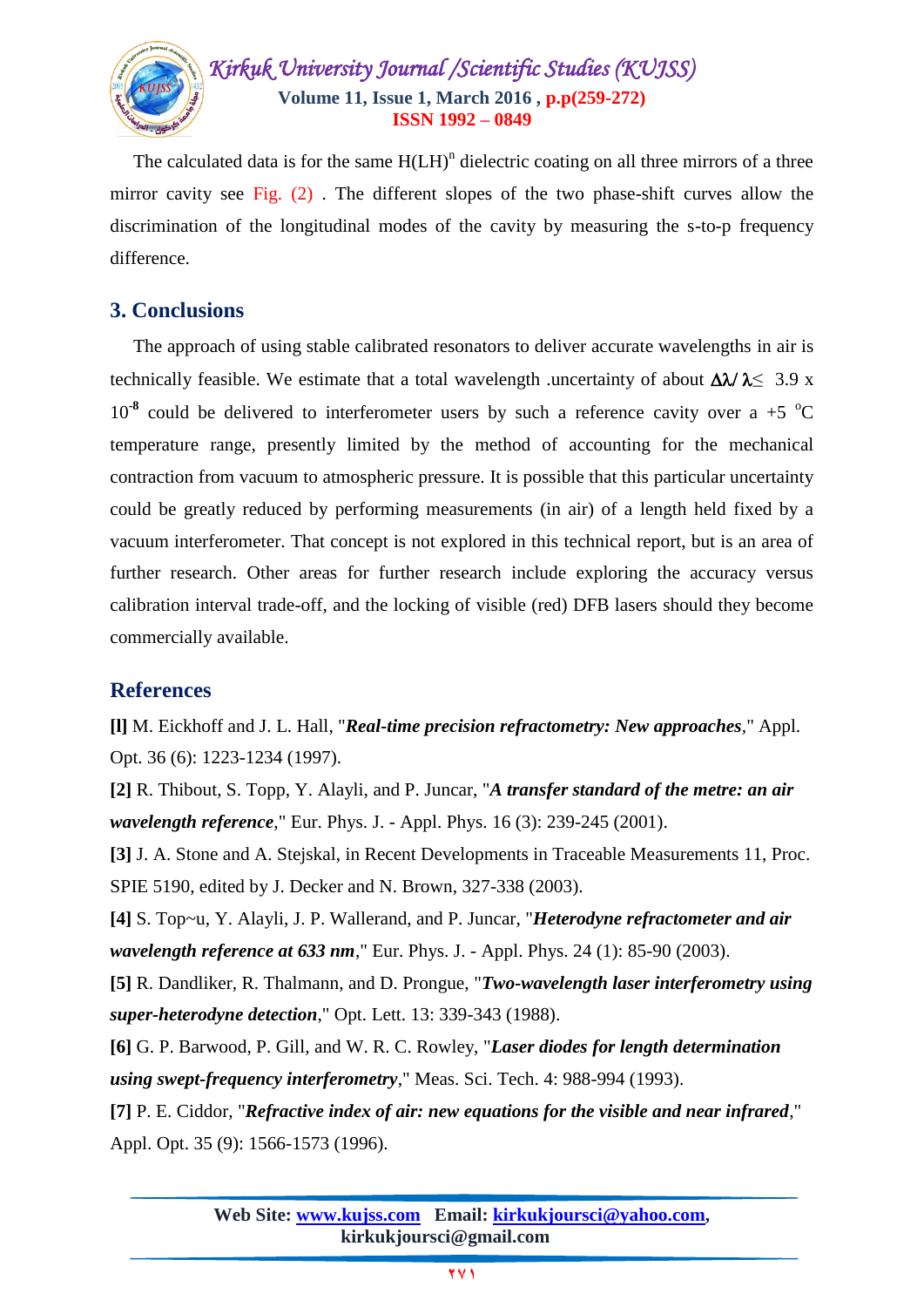The calculated data is for the same $H(LH)^n$ dielectric coating on all three mirrors of a three mirror cavity see Fig. (2) . The different slopes of the two phase-shift curves allow the discrimination of the longitudinal modes of the cavity by measuring the s-to-p frequency difference.

## 3. Conclusions

The approach of using stable calibrated resonators to deliver accurate wavelengths in air is technically feasible. We estimate that a total wavelength .uncertainty of about $\Delta\lambda/\lambda \leq 3.9 \times 10^{-8}$ could be delivered to interferometer users by such a reference cavity over a +5 $^{o}$C temperature range, presently limited by the method of accounting for the mechanical contraction from vacuum to atmospheric pressure. It is possible that this particular uncertainty could be greatly reduced by performing measurements (in air) of a length held fixed by a vacuum interferometer. That concept is not explored in this technical report, but is an area of further research. Other areas for further research include exploring the accuracy versus calibration interval trade-off, and the locking of visible (red) DFB lasers should they become commercially available.

## References

**[l]** M. Eickhoff and J. L. Hall, "***Real-time precision refractometry: New approaches***," Appl. Opt. 36 (6): 1223-1234 (1997).

**[2]** R. Thibout, S. Topp, Y. Alayli, and P. Juncar, "***A transfer standard of the metre: an air wavelength reference***," Eur. Phys. J. - Appl. Phys. 16 (3): 239-245 (2001).

**[3]** J. A. Stone and A. Stejskal, in Recent Developments in Traceable Measurements 11, Proc. SPIE 5190, edited by J. Decker and N. Brown, 327-338 (2003).

**[4]** S. Top~u, Y. Alayli, J. P. Wallerand, and P. Juncar, "***Heterodyne refractometer and air wavelength reference at 633 nm***," Eur. Phys. J. - Appl. Phys. 24 (1): 85-90 (2003).

**[5]** R. Dandliker, R. Thalmann, and D. Prongue, "***Two-wavelength laser interferometry using super-heterodyne detection***," Opt. Lett. 13: 339-343 (1988).

**[6]** G. P. Barwood, P. Gill, and W. R. C. Rowley, "***Laser diodes for length determination using swept-frequency interferometry***," Meas. Sci. Tech. 4: 988-994 (1993).

**[7]** P. E. Ciddor, "***Refractive index of air: new equations for the visible and near infrared***," Appl. Opt. 35 (9): 1566-1573 (1996).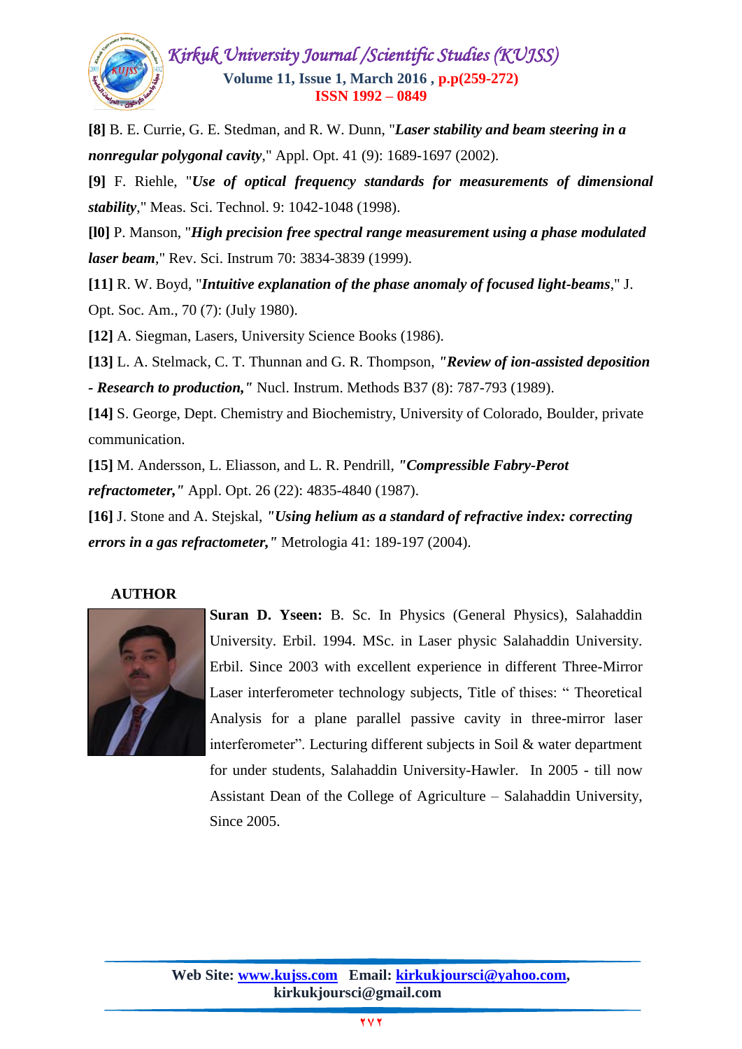**[8]** B. E. Currie, G. E. Stedman, and R. W. Dunn, "***Laser stability and beam steering in a nonregular polygonal cavity***," Appl. Opt. 41 (9): 1689-1697 (2002).

**[9]** F. Riehle, "***Use of optical frequency standards for measurements of dimensional stability***," Meas. Sci. Technol. 9: 1042-1048 (1998).

**[l0]** P. Manson, "***High precision free spectral range measurement using a phase modulated laser beam***," Rev. Sci. Instrum 70: 3834-3839 (1999).

**[11]** R. W. Boyd, "***Intuitive explanation of the phase anomaly of focused light-beams***," J. Opt. Soc. Am., 70 (7): (July 1980).

**[12]** A. Siegman, Lasers, University Science Books (1986).

**[13]** L. A. Stelmack, C. T. Thunnan and G. R. Thompson, ***"Review of ion-assisted deposition - Research to production,"*** Nucl. Instrum. Methods B37 (8): 787-793 (1989).

**[14]** S. George, Dept. Chemistry and Biochemistry, University of Colorado, Boulder, private communication.

**[15]** M. Andersson, L. Eliasson, and L. R. Pendrill, ***"Compressible Fabry-Perot refractometer,"*** Appl. Opt. 26 (22): 4835-4840 (1987).

**[16]** J. Stone and A. Stejskal, ***"Using helium as a standard of refractive index: correcting errors in a gas refractometer,"*** Metrologia 41: 189-197 (2004).

## AUTHOR

**Suran D. Yseen:** B. Sc. In Physics (General Physics), Salahaddin University. Erbil. 1994. MSc. in Laser physic Salahaddin University. Erbil. Since 2003 with excellent experience in different Three-Mirror Laser interferometer technology subjects, Title of thises: " Theoretical Analysis for a plane parallel passive cavity in three-mirror laser interferometer". Lecturing different subjects in Soil & water department for under students, Salahaddin University-Hawler. In 2005 - till now Assistant Dean of the College of Agriculture – Salahaddin University, Since 2005.